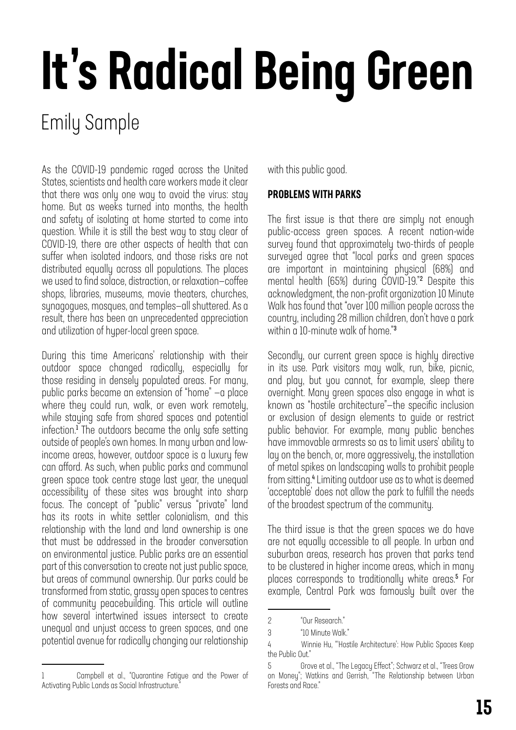# It's Radical Being Green

Emily Sample

As the COVID-19 pandemic raged across the United States, scientists and health care workers made it clear that there was only one way to avoid the virus: stay home. But as weeks turned into months, the health and safety of isolating at home started to come into question. While it is still the best way to stay clear of COVID-19, there are other aspects of health that can suffer when isolated indoors, and those risks are not distributed equally across all populations. The places we used to find solace, distraction, or relaxation—coffee shops, libraries, museums, movie theaters, churches, synagogues, mosques, and temples—all shuttered. As a result, there has been an unprecedented appreciation and utilization of hyper-local green space.

During this time Americans' relationship with their outdoor space changed radically, especially for those residing in densely populated areas. For many, public parks became an extension of "home" —a place where they could run, walk, or even work remotely, while staying safe from shared spaces and potential infection.[1] The outdoors became the only safe setting outside of people's own homes. In many urban and low-income areas, however, outdoor space is a luxury few can afford. As such, when public parks and communal green space took centre stage last year, the unequal accessibility of these sites was brought into sharp focus. The concept of "public" versus "private" land has its roots in white settler colonialism, and this relationship with the land and land ownership is one that must be addressed in the broader conversation on environmental justice. Public parks are an essential part of this conversation to create not just public space, but areas of communal ownership. Our parks could be transformed from static, grassy open spaces to centres of community peacebuilding. This article will outline how several intertwined issues intersect to create unequal and unjust access to green spaces, and one potential avenue for radically changing our relationship with this public good.

### PROBLEMS WITH PARKS

The first issue is that there are simply not enough public-access green spaces. A recent nation-wide survey found that approximately two-thirds of people surveyed agree that "local parks and green spaces are important in maintaining physical (68%) and mental health (65%) during COVID-19."[2] Despite this acknowledgment, the non-profit organization 10 Minute Walk has found that "over 100 million people across the country, including 28 million children, don't have a park within a 10-minute walk of home."[3]

Secondly, our current green space is highly directive in its use. Park visitors may walk, run, bike, picnic, and play, but you cannot, for example, sleep there overnight. Many green spaces also engage in what is known as "hostile architecture"—the specific inclusion or exclusion of design elements to guide or restrict public behavior. For example, many public benches have immovable armrests so as to limit users' ability to lay on the bench, or, more aggressively, the installation of metal spikes on landscaping walls to prohibit people from sitting.[4] Limiting outdoor use as to what is deemed 'acceptable' does not allow the park to fulfill the needs of the broadest spectrum of the community.

The third issue is that the green spaces we do have are not equally accessible to all people. In urban and suburban areas, research has proven that parks tend to be clustered in higher income areas, which in many places corresponds to traditionally white areas.[5] For example, Central Park was famously built over the

---

1 Campbell et al., "Quarantine Fatigue and the Power of Activating Public Lands as Social Infrastructure."

2 "Our Research."

3 "10 Minute Walk."

4 Winnie Hu, "'Hostile Architecture': How Public Spaces Keep the Public Out."

5 Grove et al., "The Legacy Effect"; Schwarz et al., "Trees Grow on Money"; Watkins and Gerrish, "The Relationship between Urban Forests and Race."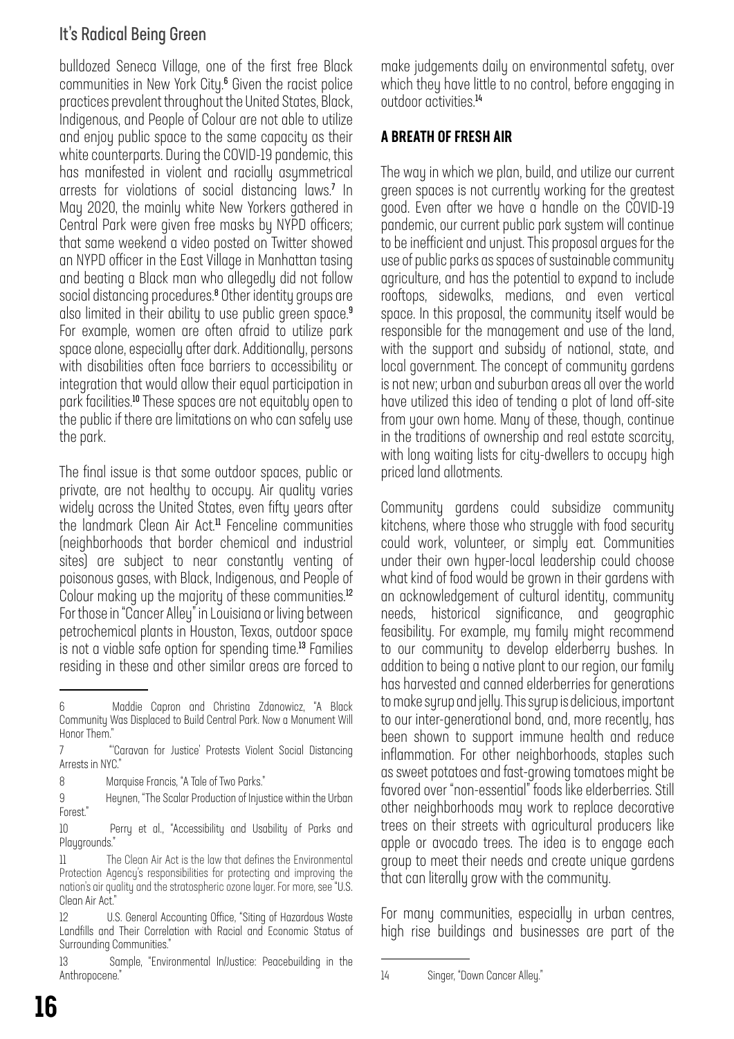bulldozed Seneca Village, one of the first free Black communities in New York City.[6] Given the racist police practices prevalent throughout the United States, Black, Indigenous, and People of Colour are not able to utilize and enjoy public space to the same capacity as their white counterparts. During the COVID-19 pandemic, this has manifested in violent and racially asymmetrical arrests for violations of social distancing laws.[7] In May 2020, the mainly white New Yorkers gathered in Central Park were given free masks by NYPD officers; that same weekend a video posted on Twitter showed an NYPD officer in the East Village in Manhattan tasing and beating a Black man who allegedly did not follow social distancing procedures.[8] Other identity groups are also limited in their ability to use public green space.[9] For example, women are often afraid to utilize park space alone, especially after dark. Additionally, persons with disabilities often face barriers to accessibility or integration that would allow their equal participation in park facilities.[10] These spaces are not equitably open to the public if there are limitations on who can safely use the park.

The final issue is that some outdoor spaces, public or private, are not healthy to occupy. Air quality varies widely across the United States, even fifty years after the landmark Clean Air Act.[11] Fenceline communities (neighborhoods that border chemical and industrial sites) are subject to near constantly venting of poisonous gases, with Black, Indigenous, and People of Colour making up the majority of these communities.[12] For those in "Cancer Alley" in Louisiana or living between petrochemical plants in Houston, Texas, outdoor space is not a viable safe option for spending time.[13] Families residing in these and other similar areas are forced to make judgements daily on environmental safety, over which they have little to no control, before engaging in outdoor activities.[14]

## A BREATH OF FRESH AIR

The way in which we plan, build, and utilize our current green spaces is not currently working for the greatest good. Even after we have a handle on the COVID-19 pandemic, our current public park system will continue to be inefficient and unjust. This proposal argues for the use of public parks as spaces of sustainable community agriculture, and has the potential to expand to include rooftops, sidewalks, medians, and even vertical space. In this proposal, the community itself would be responsible for the management and use of the land, with the support and subsidy of national, state, and local government. The concept of community gardens is not new; urban and suburban areas all over the world have utilized this idea of tending a plot of land off-site from your own home. Many of these, though, continue in the traditions of ownership and real estate scarcity, with long waiting lists for city-dwellers to occupy high priced land allotments.

Community gardens could subsidize community kitchens, where those who struggle with food security could work, volunteer, or simply eat. Communities under their own hyper-local leadership could choose what kind of food would be grown in their gardens with an acknowledgement of cultural identity, community needs, historical significance, and geographic feasibility. For example, my family might recommend to our community to develop elderberry bushes. In addition to being a native plant to our region, our family has harvested and canned elderberries for generations to make syrup and jelly. This syrup is delicious, important to our inter-generational bond, and, more recently, has been shown to support immune health and reduce inflammation. For other neighborhoods, staples such as sweet potatoes and fast-growing tomatoes might be favored over "non-essential" foods like elderberries. Still other neighborhoods may work to replace decorative trees on their streets with agricultural producers like apple or avocado trees. The idea is to engage each group to meet their needs and create unique gardens that can literally grow with the community.

For many communities, especially in urban centres, high rise buildings and businesses are part of the

---

6 Maddie Capron and Christina Zdanowicz, "A Black Community Was Displaced to Build Central Park. Now a Monument Will Honor Them."

7 "'Caravan for Justice' Protests Violent Social Distancing Arrests in NYC."

8 Marquise Francis, "A Tale of Two Parks."

9 Heynen, "The Scalar Production of Injustice within the Urban Forest."

10 Perry et al., "Accessibility and Usability of Parks and Playgrounds."

11 The Clean Air Act is the law that defines the Environmental Protection Agency's responsibilities for protecting and improving the nation's air quality and the stratospheric ozone layer. For more, see "U.S. Clean Air Act."

12 U.S. General Accounting Office, "Siting of Hazardous Waste Landfills and Their Correlation with Racial and Economic Status of Surrounding Communities."

13 Sample, "Environmental In/Justice: Peacebuilding in the Anthropocene."

14 Singer, "Down Cancer Alley."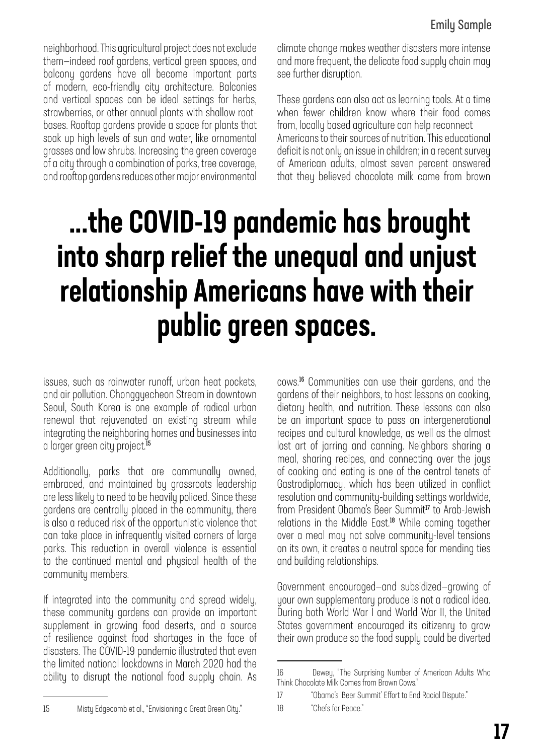neighborhood. This agricultural project does not exclude them—indeed roof gardens, vertical green spaces, and balcony gardens have all become important parts of modern, eco-friendly city architecture. Balconies and vertical spaces can be ideal settings for herbs, strawberries, or other annual plants with shallow root-bases. Rooftop gardens provide a space for plants that soak up high levels of sun and water, like ornamental grasses and low shrubs. Increasing the green coverage of a city through a combination of parks, tree coverage, and rooftop gardens reduces other major environmental issues, such as rainwater runoff, urban heat pockets, and air pollution. Chonggyecheon Stream in downtown Seoul, South Korea is one example of radical urban renewal that rejuvenated an existing stream while integrating the neighboring homes and businesses into a larger green city project.[15]

Additionally, parks that are communally owned, embraced, and maintained by grassroots leadership are less likely to need to be heavily policed. Since these gardens are centrally placed in the community, there is also a reduced risk of the opportunistic violence that can take place in infrequently visited corners of large parks. This reduction in overall violence is essential to the continued mental and physical health of the community members.

If integrated into the community and spread widely, these community gardens can provide an important supplement in growing food deserts, and a source of resilience against food shortages in the face of disasters. The COVID-19 pandemic illustrated that even the limited national lockdowns in March 2020 had the ability to disrupt the national food supply chain. As climate change makes weather disasters more intense and more frequent, the delicate food supply chain may see further disruption.

These gardens can also act as learning tools. At a time when fewer children know where their food comes from, locally based agriculture can help reconnect Americans to their sources of nutrition. This educational deficit is not only an issue in children; in a recent survey of American adults, almost seven percent answered that they believed chocolate milk came from brown cows.[16] Communities can use their gardens, and the gardens of their neighbors, to host lessons on cooking, dietary health, and nutrition. These lessons can also be an important space to pass on intergenerational recipes and cultural knowledge, as well as the almost lost art of jarring and canning. Neighbors sharing a meal, sharing recipes, and connecting over the joys of cooking and eating is one of the central tenets of Gastrodiplomacy, which has been utilized in conflict resolution and community-building settings worldwide, from President Obama's Beer Summit[17] to Arab-Jewish relations in the Middle East.[18] While coming together over a meal may not solve community-level tensions on its own, it creates a neutral space for mending ties and building relationships.

Government encouraged—and subsidized—growing of your own supplementary produce is not a radical idea. During both World War I and World War II, the United States government encouraged its citizenry to grow their own produce so the food supply could be diverted

> **...the COVID-19 pandemic has brought into sharp relief the unequal and unjust relationship Americans have with their public green spaces.**

---

15 Misty Edgecomb et al., "Envisioning a Great Green City."

16 Dewey, "The Surprising Number of American Adults Who Think Chocolate Milk Comes from Brown Cows."

17 "Obama's 'Beer Summit' Effort to End Racial Dispute."

18 "Chefs for Peace."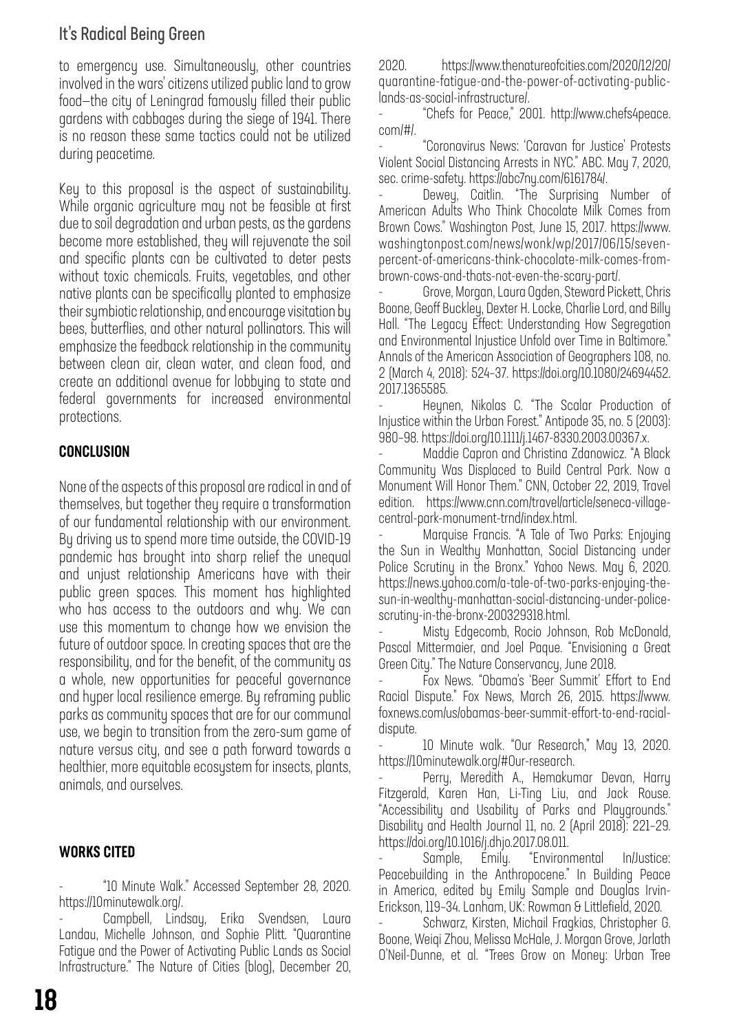to emergency use. Simultaneously, other countries involved in the wars' citizens utilized public land to grow food—the city of Leningrad famously filled their public gardens with cabbages during the siege of 1941. There is no reason these same tactics could not be utilized during peacetime.

Key to this proposal is the aspect of sustainability. While organic agriculture may not be feasible at first due to soil degradation and urban pests, as the gardens become more established, they will rejuvenate the soil and specific plants can be cultivated to deter pests without toxic chemicals. Fruits, vegetables, and other native plants can be specifically planted to emphasize their symbiotic relationship, and encourage visitation by bees, butterflies, and other natural pollinators. This will emphasize the feedback relationship in the community between clean air, clean water, and clean food, and create an additional avenue for lobbying to state and federal governments for increased environmental protections.

## CONCLUSION

None of the aspects of this proposal are radical in and of themselves, but together they require a transformation of our fundamental relationship with our environment. By driving us to spend more time outside, the COVID-19 pandemic has brought into sharp relief the unequal and unjust relationship Americans have with their public green spaces. This moment has highlighted who has access to the outdoors and why. We can use this momentum to change how we envision the future of outdoor space. In creating spaces that are the responsibility, and for the benefit, of the community as a whole, new opportunities for peaceful governance and hyper local resilience emerge. By reframing public parks as community spaces that are for our communal use, we begin to transition from the zero-sum game of nature versus city, and see a path forward towards a healthier, more equitable ecosystem for insects, plants, animals, and ourselves.

## WORKS CITED

- "10 Minute Walk." Accessed September 28, 2020. https://10minutewalk.org/.
- Campbell, Lindsay, Erika Svendsen, Laura Landau, Michelle Johnson, and Sophie Plitt. "Quarantine Fatigue and the Power of Activating Public Lands as Social Infrastructure." The Nature of Cities (blog), December 20, 2020. https://www.thenatureofcities.com/2020/12/20/quarantine-fatigue-and-the-power-of-activating-public-lands-as-social-infrastructure/.
- "Chefs for Peace," 2001. http://www.chefs4peace.com/#/.
- "Coronavirus News: 'Caravan for Justice' Protests Violent Social Distancing Arrests in NYC." ABC. May 7, 2020, sec. crime-safety. https://abc7ny.com/6161784/.
- Dewey, Caitlin. "The Surprising Number of American Adults Who Think Chocolate Milk Comes from Brown Cows." Washington Post, June 15, 2017. https://www.washingtonpost.com/news/wonk/wp/2017/06/15/seven-percent-of-americans-think-chocolate-milk-comes-from-brown-cows-and-thats-not-even-the-scary-part/.
- Grove, Morgan, Laura Ogden, Steward Pickett, Chris Boone, Geoff Buckley, Dexter H. Locke, Charlie Lord, and Billy Hall. "The Legacy Effect: Understanding How Segregation and Environmental Injustice Unfold over Time in Baltimore." Annals of the American Association of Geographers 108, no. 2 (March 4, 2018): 524–37. https://doi.org/10.1080/24694452.2017.1365585.
- Heynen, Nikolas C. "The Scalar Production of Injustice within the Urban Forest." Antipode 35, no. 5 (2003): 980–98. https://doi.org/10.1111/j.1467-8330.2003.00367.x.
- Maddie Capron and Christina Zdanowicz. "A Black Community Was Displaced to Build Central Park. Now a Monument Will Honor Them." CNN, October 22, 2019, Travel edition. https://www.cnn.com/travel/article/seneca-village-central-park-monument-trnd/index.html.
- Marquise Francis. "A Tale of Two Parks: Enjoying the Sun in Wealthy Manhattan, Social Distancing under Police Scrutiny in the Bronx." Yahoo News. May 6, 2020. https://news.yahoo.com/a-tale-of-two-parks-enjoying-the-sun-in-wealthy-manhattan-social-distancing-under-police-scrutiny-in-the-bronx-200329318.html.
- Misty Edgecomb, Rocio Johnson, Rob McDonald, Pascal Mittermaier, and Joel Paque. "Envisioning a Great Green City." The Nature Conservancy, June 2018.
- Fox News. "Obama's 'Beer Summit' Effort to End Racial Dispute." Fox News, March 26, 2015. https://www.foxnews.com/us/obamas-beer-summit-effort-to-end-racial-dispute.
- 10 Minute walk. "Our Research," May 13, 2020. https://10minutewalk.org/#Our-research.
- Perry, Meredith A., Hemakumar Devan, Harry Fitzgerald, Karen Han, Li-Ting Liu, and Jack Rouse. "Accessibility and Usability of Parks and Playgrounds." Disability and Health Journal 11, no. 2 (April 2018): 221–29. https://doi.org/10.1016/j.dhjo.2017.08.011.
- Sample, Emily. "Environmental In/Justice: Peacebuilding in the Anthropocene." In Building Peace in America, edited by Emily Sample and Douglas Irvin-Erickson, 119–34. Lanham, UK: Rowman & Littlefield, 2020.
- Schwarz, Kirsten, Michail Fragkias, Christopher G. Boone, Weiqi Zhou, Melissa McHale, J. Morgan Grove, Jarlath O'Neil-Dunne, et al. "Trees Grow on Money: Urban Tree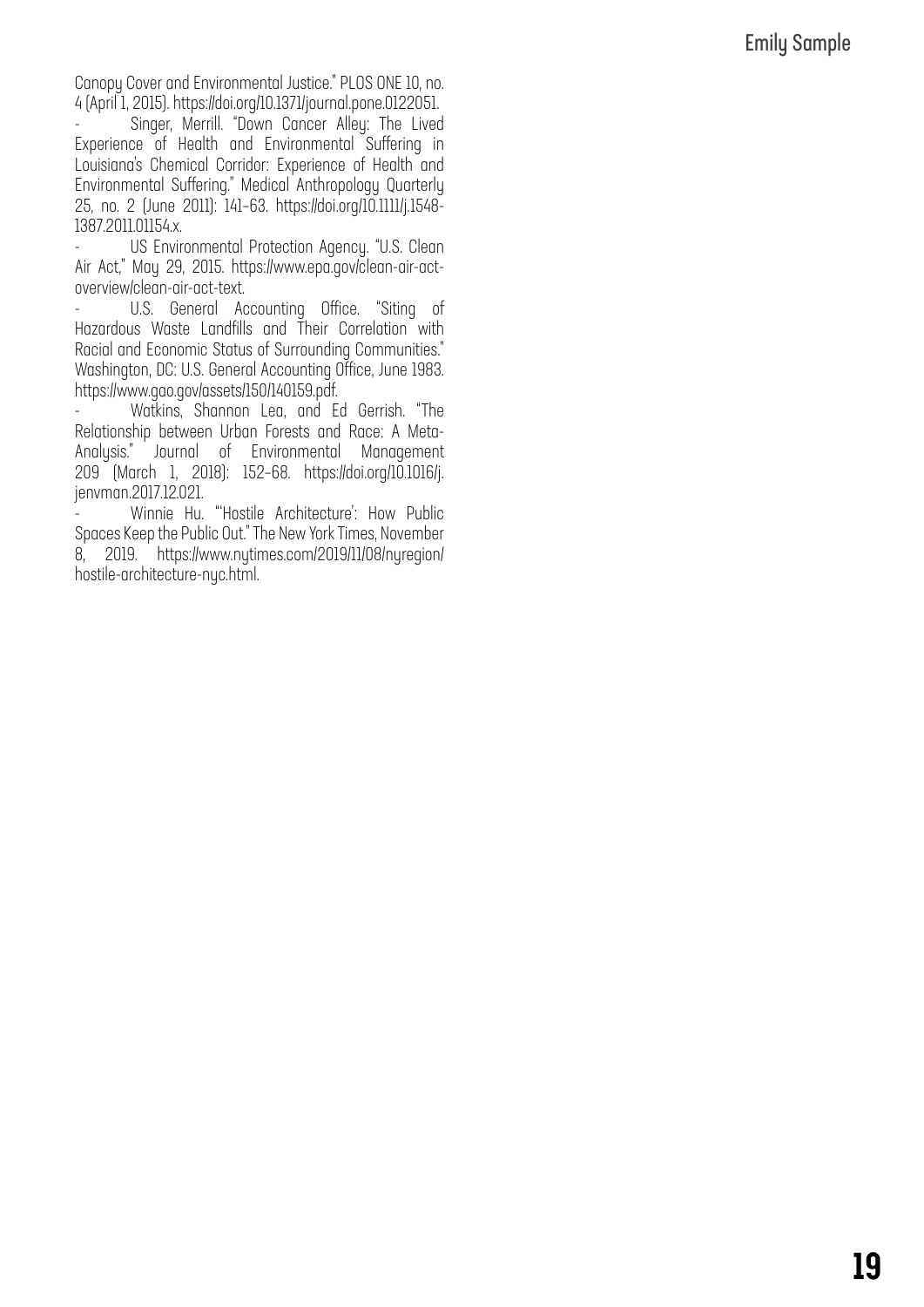Canopy Cover and Environmental Justice." PLOS ONE 10, no. 4 (April 1, 2015). https://doi.org/10.1371/journal.pone.0122051.

- Singer, Merrill. "Down Cancer Alley: The Lived Experience of Health and Environmental Suffering in Louisiana's Chemical Corridor: Experience of Health and Environmental Suffering." Medical Anthropology Quarterly 25, no. 2 (June 2011): 141–63. https://doi.org/10.1111/j.1548-1387.2011.01154.x.
- US Environmental Protection Agency. "U.S. Clean Air Act," May 29, 2015. https://www.epa.gov/clean-air-act-overview/clean-air-act-text.
- U.S. General Accounting Office. "Siting of Hazardous Waste Landfills and Their Correlation with Racial and Economic Status of Surrounding Communities." Washington, DC: U.S. General Accounting Office, June 1983. https://www.gao.gov/assets/150/140159.pdf.
- Watkins, Shannon Lea, and Ed Gerrish. "The Relationship between Urban Forests and Race: A Meta-Analysis." Journal of Environmental Management 209 (March 1, 2018): 152–68. https://doi.org/10.1016/j.jenvman.2017.12.021.
- Winnie Hu. "'Hostile Architecture': How Public Spaces Keep the Public Out." The New York Times, November 8, 2019. https://www.nytimes.com/2019/11/08/nyregion/hostile-architecture-nyc.html.